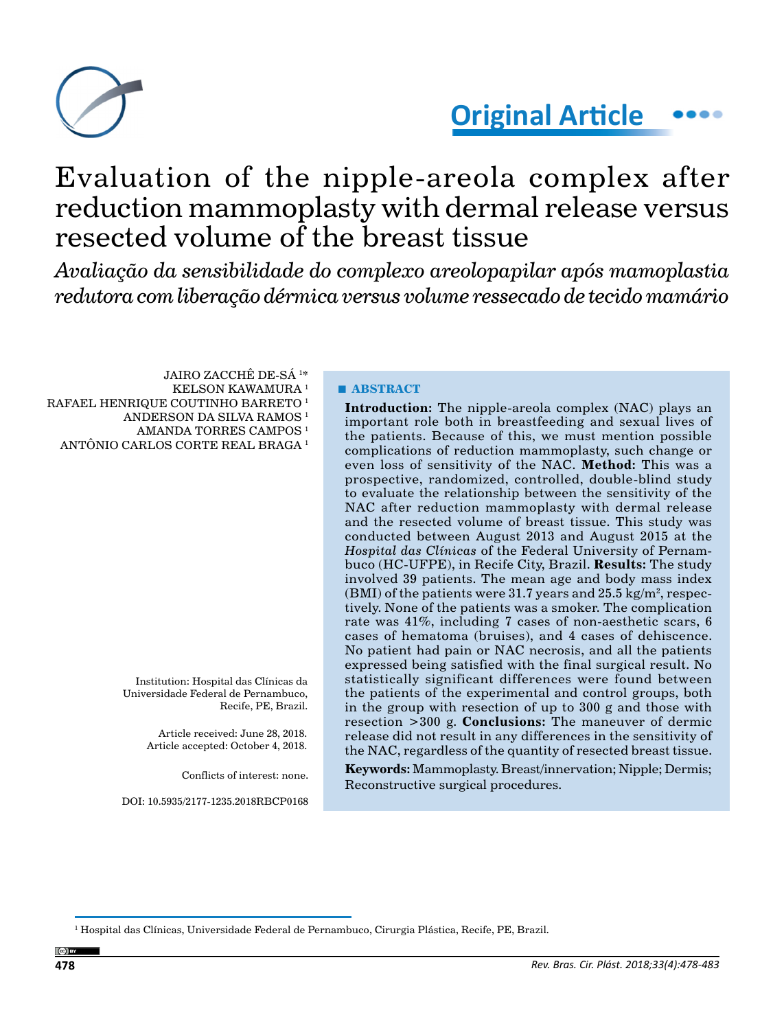Original Article

# Evaluation of the nipple-areola complex after reduction mammoplasty with dermal release versus resected volume of the breast tissue

*Avaliação da sensibilidade do complexo areolopapilar após mamoplastia redutora com liberação dérmica versus volume ressecado de tecido mamário*

JAIRO ZACCHÊ DE-SÁ [1]*
KELSON KAWAMURA [1]
RAFAEL HENRIQUE COUTINHO BARRETO [1]
ANDERSON DA SILVA RAMOS [1]
AMANDA TORRES CAMPOS [1]
ANTÔNIO CARLOS CORTE REAL BRAGA [1]

Institution: Hospital das Clínicas da Universidade Federal de Pernambuco, Recife, PE, Brazil.

Article received: June 28, 2018.
Article accepted: October 4, 2018.

Conflicts of interest: none.

DOI: 10.5935/2177-1235.2018RBCP0168

## ■ ABSTRACT

**Introduction:** The nipple-areola complex (NAC) plays an important role both in breastfeeding and sexual lives of the patients. Because of this, we must mention possible complications of reduction mammoplasty, such change or even loss of sensitivity of the NAC. **Method:** This was a prospective, randomized, controlled, double-blind study to evaluate the relationship between the sensitivity of the NAC after reduction mammoplasty with dermal release and the resected volume of breast tissue. This study was conducted between August 2013 and August 2015 at the *Hospital das Clínicas* of the Federal University of Pernambuco (HC-UFPE), in Recife City, Brazil. **Results:** The study involved 39 patients. The mean age and body mass index (BMI) of the patients were 31.7 years and 25.5 kg/m$^2$, respectively. None of the patients was a smoker. The complication rate was 41%, including 7 cases of non-aesthetic scars, 6 cases of hematoma (bruises), and 4 cases of dehiscence. No patient had pain or NAC necrosis, and all the patients expressed being satisfied with the final surgical result. No statistically significant differences were found between the patients of the experimental and control groups, both in the group with resection of up to 300 g and those with resection >300 g. **Conclusions:** The maneuver of dermic release did not result in any differences in the sensitivity of the NAC, regardless of the quantity of resected breast tissue.

**Keywords:** Mammoplasty. Breast/innervation; Nipple; Dermis; Reconstructive surgical procedures.

[1] Hospital das Clínicas, Universidade Federal de Pernambuco, Cirurgia Plástica, Recife, PE, Brazil.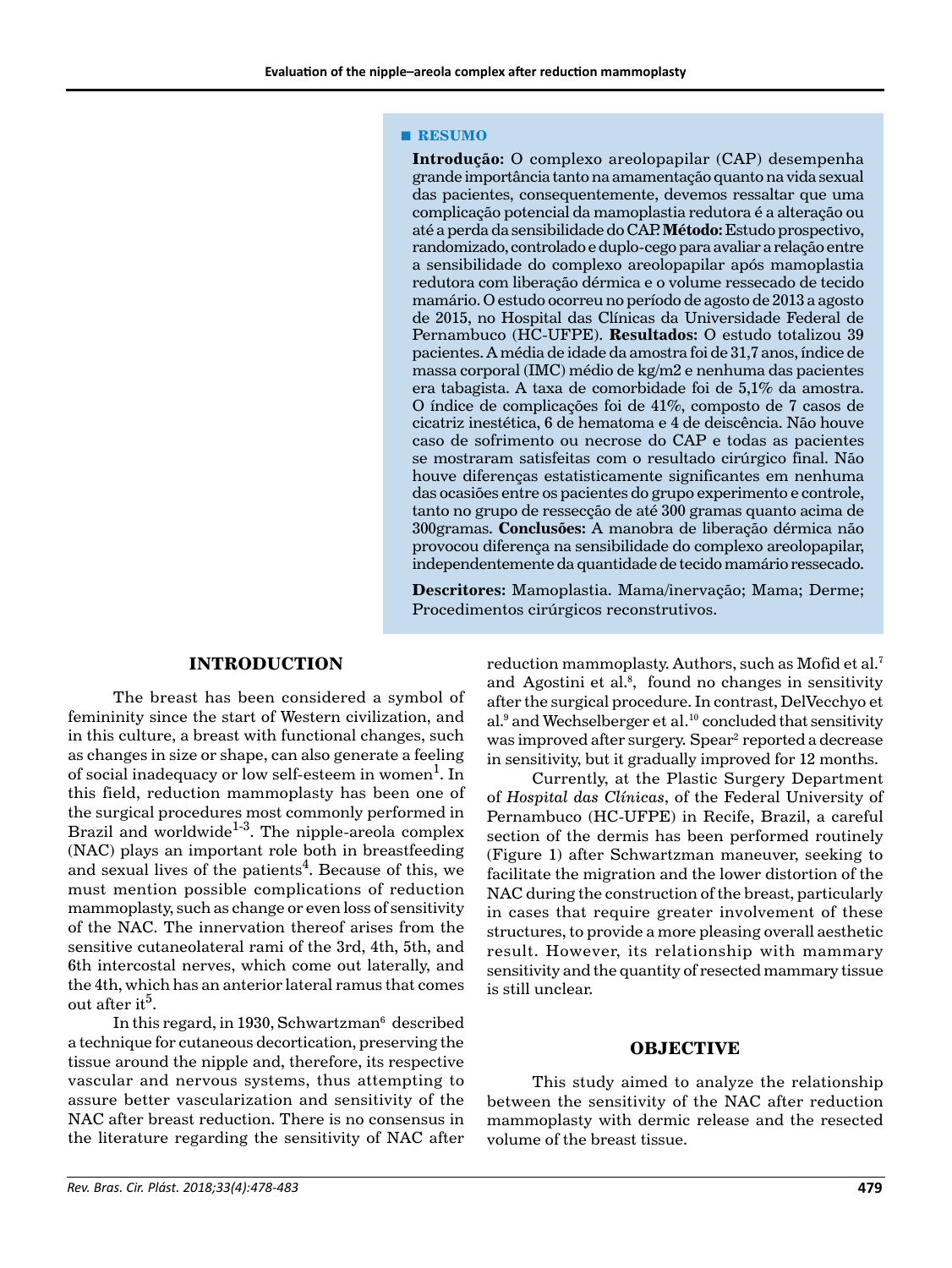## RESUMO

**Introdução:** O complexo areolopapilar (CAP) desempenha grande importância tanto na amamentação quanto na vida sexual das pacientes, consequentemente, devemos ressaltar que uma complicação potencial da mamoplastia redutora é a alteração ou até a perda da sensibilidade do CAP. **Método:** Estudo prospectivo, randomizado, controlado e duplo-cego para avaliar a relação entre a sensibilidade do complexo areolopapilar após mamoplastia redutora com liberação dérmica e o volume ressecado de tecido mamário. O estudo ocorreu no período de agosto de 2013 a agosto de 2015, no Hospital das Clínicas da Universidade Federal de Pernambuco (HC-UFPE). **Resultados:** O estudo totalizou 39 pacientes. A média de idade da amostra foi de 31,7 anos, índice de massa corporal (IMC) médio de kg/m2 e nenhuma das pacientes era tabagista. A taxa de comorbidade foi de 5,1% da amostra. O índice de complicações foi de 41%, composto de 7 casos de cicatriz inestética, 6 de hematoma e 4 de deiscência. Não houve caso de sofrimento ou necrose do CAP e todas as pacientes se mostraram satisfeitas com o resultado cirúrgico final. Não houve diferenças estatisticamente significantes em nenhuma das ocasiões entre os pacientes do grupo experimento e controle, tanto no grupo de ressecção de até 300 gramas quanto acima de 300gramas. **Conclusões:** A manobra de liberação dérmica não provocou diferença na sensibilidade do complexo areolopapilar, independentemente da quantidade de tecido mamário ressecado.

**Descritores:** Mamoplastia. Mama/inervação; Mama; Derme; Procedimentos cirúrgicos reconstrutivos.

## INTRODUCTION

The breast has been considered a symbol of femininity since the start of Western civilization, and in this culture, a breast with functional changes, such as changes in size or shape, can also generate a feeling of social inadequacy or low self-esteem in women[1]. In this field, reduction mammoplasty has been one of the surgical procedures most commonly performed in Brazil and worldwide[1-3]. The nipple-areola complex (NAC) plays an important role both in breastfeeding and sexual lives of the patients[4]. Because of this, we must mention possible complications of reduction mammoplasty, such as change or even loss of sensitivity of the NAC. The innervation thereof arises from the sensitive cutaneolateral rami of the 3rd, 4th, 5th, and 6th intercostal nerves, which come out laterally, and the 4th, which has an anterior lateral ramus that comes out after it[5].

In this regard, in 1930, Schwartzman[6] described a technique for cutaneous decortication, preserving the tissue around the nipple and, therefore, its respective vascular and nervous systems, thus attempting to assure better vascularization and sensitivity of the NAC after breast reduction. There is no consensus in the literature regarding the sensitivity of NAC after reduction mammoplasty. Authors, such as Mofid et al.[7] and Agostini et al.[8], found no changes in sensitivity after the surgical procedure. In contrast, DelVecchyo et al.[9] and Wechselberger et al.[10] concluded that sensitivity was improved after surgery. Spear[2] reported a decrease in sensitivity, but it gradually improved for 12 months.

Currently, at the Plastic Surgery Department of *Hospital das Clínicas*, of the Federal University of Pernambuco (HC-UFPE) in Recife, Brazil, a careful section of the dermis has been performed routinely (Figure 1) after Schwartzman maneuver, seeking to facilitate the migration and the lower distortion of the NAC during the construction of the breast, particularly in cases that require greater involvement of these structures, to provide a more pleasing overall aesthetic result. However, its relationship with mammary sensitivity and the quantity of resected mammary tissue is still unclear.

## OBJECTIVE

This study aimed to analyze the relationship between the sensitivity of the NAC after reduction mammoplasty with dermic release and the resected volume of the breast tissue.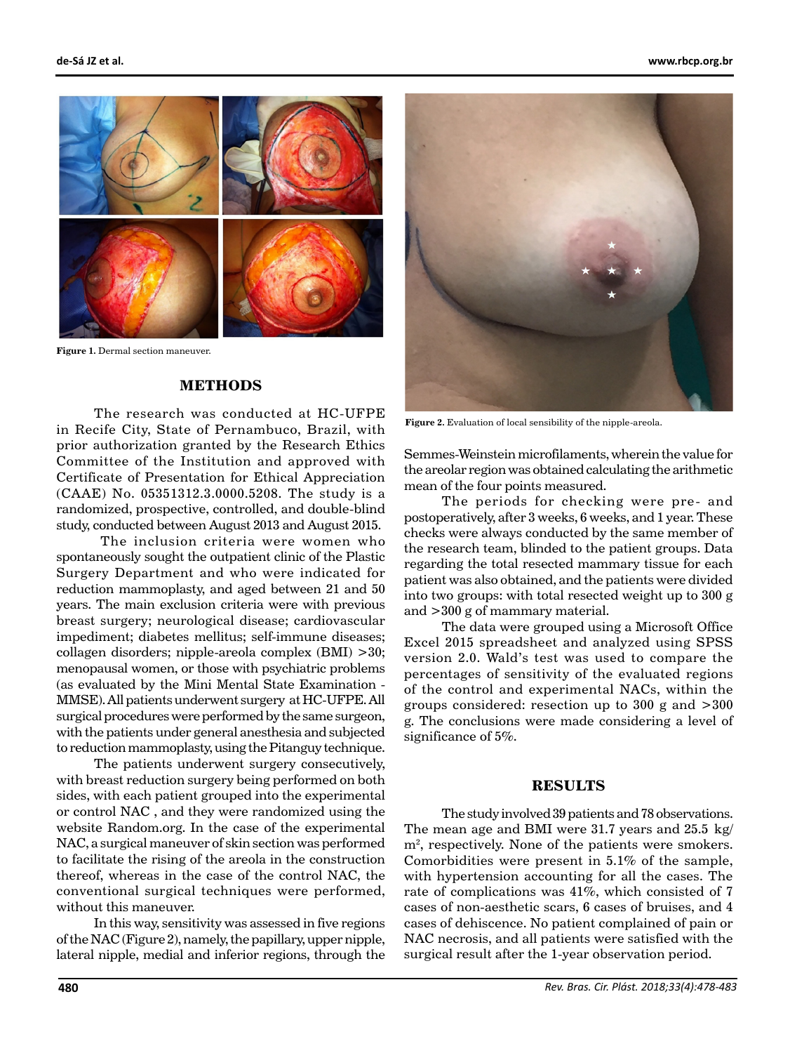Figure 1. Dermal section maneuver.

## METHODS

The research was conducted at HC-UFPE in Recife City, State of Pernambuco, Brazil, with prior authorization granted by the Research Ethics Committee of the Institution and approved with Certificate of Presentation for Ethical Appreciation (CAAE) No. 05351312.3.0000.5208. The study is a randomized, prospective, controlled, and double-blind study, conducted between August 2013 and August 2015.

The inclusion criteria were women who spontaneously sought the outpatient clinic of the Plastic Surgery Department and who were indicated for reduction mammoplasty, and aged between 21 and 50 years. The main exclusion criteria were with previous breast surgery; neurological disease; cardiovascular impediment; diabetes mellitus; self-immune diseases; collagen disorders; nipple-areola complex (BMI) >30; menopausal women, or those with psychiatric problems (as evaluated by the Mini Mental State Examination - MMSE). All patients underwent surgery at HC-UFPE. All surgical procedures were performed by the same surgeon, with the patients under general anesthesia and subjected to reduction mammoplasty, using the Pitanguy technique.

The patients underwent surgery consecutively, with breast reduction surgery being performed on both sides, with each patient grouped into the experimental or control NAC , and they were randomized using the website Random.org. In the case of the experimental NAC, a surgical maneuver of skin section was performed to facilitate the rising of the areola in the construction thereof, whereas in the case of the control NAC, the conventional surgical techniques were performed, without this maneuver.

In this way, sensitivity was assessed in five regions of the NAC (Figure 2), namely, the papillary, upper nipple, lateral nipple, medial and inferior regions, through the Semmes-Weinstein microfilaments, wherein the value for the areolar region was obtained calculating the arithmetic mean of the four points measured.

Figure 2. Evaluation of local sensibility of the nipple-areola.

The periods for checking were pre- and postoperatively, after 3 weeks, 6 weeks, and 1 year. These checks were always conducted by the same member of the research team, blinded to the patient groups. Data regarding the total resected mammary tissue for each patient was also obtained, and the patients were divided into two groups: with total resected weight up to 300 g and >300 g of mammary material.

The data were grouped using a Microsoft Office Excel 2015 spreadsheet and analyzed using SPSS version 2.0. Wald's test was used to compare the percentages of sensitivity of the evaluated regions of the control and experimental NACs, within the groups considered: resection up to 300 g and >300 g. The conclusions were made considering a level of significance of 5%.

## RESULTS

The study involved 39 patients and 78 observations. The mean age and BMI were 31.7 years and 25.5 kg/m$^2$, respectively. None of the patients were smokers. Comorbidities were present in 5.1% of the sample, with hypertension accounting for all the cases. The rate of complications was 41%, which consisted of 7 cases of non-aesthetic scars, 6 cases of bruises, and 4 cases of dehiscence. No patient complained of pain or NAC necrosis, and all patients were satisfied with the surgical result after the 1-year observation period.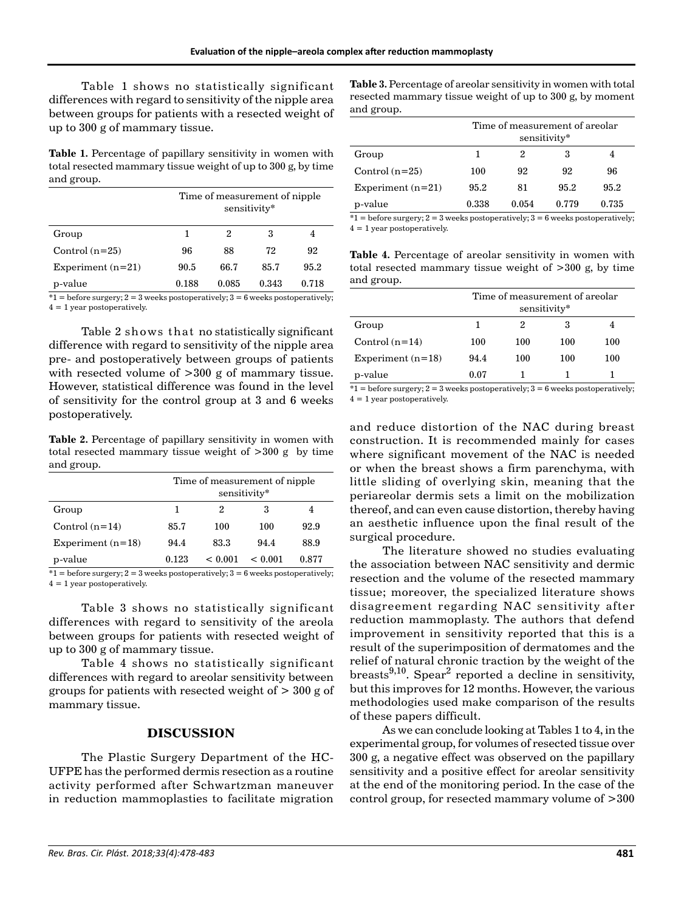Table 1 shows no statistically significant differences with regard to sensitivity of the nipple area between groups for patients with a resected weight of up to 300 g of mammary tissue.

**Table 1.** Percentage of papillary sensitivity in women with total resected mammary tissue weight of up to 300 g, by time and group.

| | Time of measurement of nipple sensitivity* | | | |
|---|---|---|---|---|
| Group | 1 | 2 | 3 | 4 |
| Control (n=25) | 96 | 88 | 72 | 92 |
| Experiment (n=21) | 90.5 | 66.7 | 85.7 | 95.2 |
| p-value | 0.188 | 0.085 | 0.343 | 0.718 |

*1 = before surgery; 2 = 3 weeks postoperatively; 3 = 6 weeks postoperatively; 4 = 1 year postoperatively.

Table 2 shows that no statistically significant difference with regard to sensitivity of the nipple area pre- and postoperatively between groups of patients with resected volume of >300 g of mammary tissue. However, statistical difference was found in the level of sensitivity for the control group at 3 and 6 weeks postoperatively.

**Table 2.** Percentage of papillary sensitivity in women with total resected mammary tissue weight of >300 g by time and group.

| | Time of measurement of nipple sensitivity* | | | |
|---|---|---|---|---|
| Group | 1 | 2 | 3 | 4 |
| Control (n=14) | 85.7 | 100 | 100 | 92.9 |
| Experiment (n=18) | 94.4 | 83.3 | 94.4 | 88.9 |
| p-value | 0.123 | < 0.001 | < 0.001 | 0.877 |

*1 = before surgery; 2 = 3 weeks postoperatively; 3 = 6 weeks postoperatively; 4 = 1 year postoperatively.

Table 3 shows no statistically significant differences with regard to sensitivity of the areola between groups for patients with resected weight of up to 300 g of mammary tissue.

Table 4 shows no statistically significant differences with regard to areolar sensitivity between groups for patients with resected weight of > 300 g of mammary tissue.

**Table 3.** Percentage of areolar sensitivity in women with total resected mammary tissue weight of up to 300 g, by moment and group.

| | Time of measurement of areolar sensitivity* | | | |
|---|---|---|---|---|
| Group | 1 | 2 | 3 | 4 |
| Control (n=25) | 100 | 92 | 92 | 96 |
| Experiment (n=21) | 95.2 | 81 | 95.2 | 95.2 |
| p-value | 0.338 | 0.054 | 0.779 | 0.735 |

*1 = before surgery; 2 = 3 weeks postoperatively; 3 = 6 weeks postoperatively; 4 = 1 year postoperatively.

**Table 4.** Percentage of areolar sensitivity in women with total resected mammary tissue weight of >300 g, by time and group.

| | Time of measurement of areolar sensitivity* | | | |
|---|---|---|---|---|
| Group | 1 | 2 | 3 | 4 |
| Control (n=14) | 100 | 100 | 100 | 100 |
| Experiment (n=18) | 94.4 | 100 | 100 | 100 |
| p-value | 0.07 | 1 | 1 | 1 |

*1 = before surgery; 2 = 3 weeks postoperatively; 3 = 6 weeks postoperatively; 4 = 1 year postoperatively.

## DISCUSSION

The Plastic Surgery Department of the HC-UFPE has the performed dermis resection as a routine activity performed after Schwartzman maneuver in reduction mammoplasties to facilitate migration and reduce distortion of the NAC during breast construction. It is recommended mainly for cases where significant movement of the NAC is needed or when the breast shows a firm parenchyma, with little sliding of overlying skin, meaning that the periareolar dermis sets a limit on the mobilization thereof, and can even cause distortion, thereby having an aesthetic influence upon the final result of the surgical procedure.

The literature showed no studies evaluating the association between NAC sensitivity and dermic resection and the volume of the resected mammary tissue; moreover, the specialized literature shows disagreement regarding NAC sensitivity after reduction mammoplasty. The authors that defend improvement in sensitivity reported that this is a result of the superimposition of dermatomes and the relief of natural chronic traction by the weight of the breasts[9,10]. Spear[2] reported a decline in sensitivity, but this improves for 12 months. However, the various methodologies used make comparison of the results of these papers difficult.

As we can conclude looking at Tables 1 to 4, in the experimental group, for volumes of resected tissue over 300 g, a negative effect was observed on the papillary sensitivity and a positive effect for areolar sensitivity at the end of the monitoring period. In the case of the control group, for resected mammary volume of >300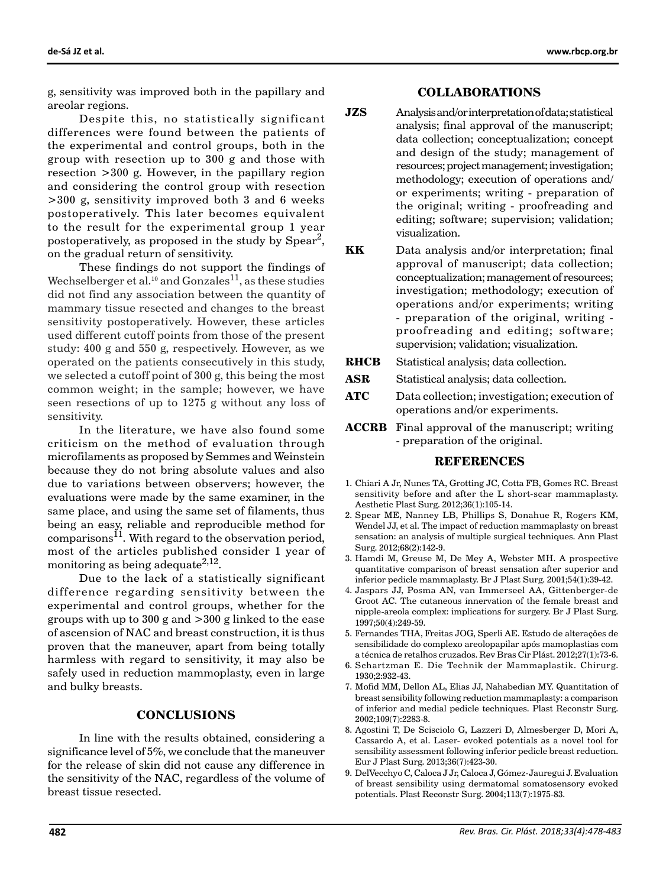g, sensitivity was improved both in the papillary and areolar regions.

Despite this, no statistically significant differences were found between the patients of the experimental and control groups, both in the group with resection up to 300 g and those with resection >300 g. However, in the papillary region and considering the control group with resection >300 g, sensitivity improved both 3 and 6 weeks postoperatively. This later becomes equivalent to the result for the experimental group 1 year postoperatively, as proposed in the study by Spear[2], on the gradual return of sensitivity.

These findings do not support the findings of Wechselberger et al.[10] and Gonzales[11], as these studies did not find any association between the quantity of mammary tissue resected and changes to the breast sensitivity postoperatively. However, these articles used different cutoff points from those of the present study: 400 g and 550 g, respectively. However, as we operated on the patients consecutively in this study, we selected a cutoff point of 300 g, this being the most common weight; in the sample; however, we have seen resections of up to 1275 g without any loss of sensitivity.

In the literature, we have also found some criticism on the method of evaluation through microfilaments as proposed by Semmes and Weinstein because they do not bring absolute values and also due to variations between observers; however, the evaluations were made by the same examiner, in the same place, and using the same set of filaments, thus being an easy, reliable and reproducible method for comparisons[11]. With regard to the observation period, most of the articles published consider 1 year of monitoring as being adequate[2,12].

Due to the lack of a statistically significant difference regarding sensitivity between the experimental and control groups, whether for the groups with up to 300 g and >300 g linked to the ease of ascension of NAC and breast construction, it is thus proven that the maneuver, apart from being totally harmless with regard to sensitivity, it may also be safely used in reduction mammoplasty, even in large and bulky breasts.

## CONCLUSIONS

In line with the results obtained, considering a significance level of 5%, we conclude that the maneuver for the release of skin did not cause any difference in the sensitivity of the NAC, regardless of the volume of breast tissue resected.

## COLLABORATIONS

**JZS** Analysis and/or interpretation of data; statistical analysis; final approval of the manuscript; data collection; conceptualization; concept and design of the study; management of resources; project management; investigation; methodology; execution of operations and/or experiments; writing - preparation of the original; writing - proofreading and editing; software; supervision; validation; visualization.

**KK** Data analysis and/or interpretation; final approval of manuscript; data collection; conceptualization; management of resources; investigation; methodology; execution of operations and/or experiments; writing - preparation of the original, writing - proofreading and editing; software; supervision; validation; visualization.

**RHCB** Statistical analysis; data collection.

**ASR** Statistical analysis; data collection.

**ATC** Data collection; investigation; execution of operations and/or experiments.

**ACCRB** Final approval of the manuscript; writing - preparation of the original.

## REFERENCES

1. Chiari A Jr, Nunes TA, Grotting JC, Cotta FB, Gomes RC. Breast sensitivity before and after the L short-scar mammaplasty. Aesthetic Plast Surg. 2012;36(1):105-14.
2. Spear ME, Nanney LB, Phillips S, Donahue R, Rogers KM, Wendel JJ, et al. The impact of reduction mammaplasty on breast sensation: an analysis of multiple surgical techniques. Ann Plast Surg. 2012;68(2):142-9.
3. Hamdi M, Greuse M, De Mey A, Webster MH. A prospective quantitative comparison of breast sensation after superior and inferior pedicle mammaplasty. Br J Plast Surg. 2001;54(1):39-42.
4. Jaspars JJ, Posma AN, van Immerseel AA, Gittenberger-de Groot AC. The cutaneous innervation of the female breast and nipple-areola complex: implications for surgery. Br J Plast Surg. 1997;50(4):249-59.
5. Fernandes THA, Freitas JOG, Sperli AE. Estudo de alterações de sensibilidade do complexo areolopapilar após mamoplastias com a técnica de retalhos cruzados. Rev Bras Cir Plást. 2012;27(1):73-6.
6. Schartzman E. Die Technik der Mammaplastik. Chirurg. 1930;2:932-43.
7. Mofid MM, Dellon AL, Elias JJ, Nahabedian MY. Quantitation of breast sensibility following reduction mammaplasty: a comparison of inferior and medial pedicle techniques. Plast Reconstr Surg. 2002;109(7):2283-8.
8. Agostini T, De Scisciolo G, Lazzeri D, Almesberger D, Mori A, Cassardo A, et al. Laser- evoked potentials as a novel tool for sensibility assessment following inferior pedicle breast reduction. Eur J Plast Surg. 2013;36(7):423-30.
9. DelVecchyo C, Caloca J Jr, Caloca J, Gómez-Jauregui J. Evaluation of breast sensibility using dermatomal somatosensory evoked potentials. Plast Reconstr Surg. 2004;113(7):1975-83.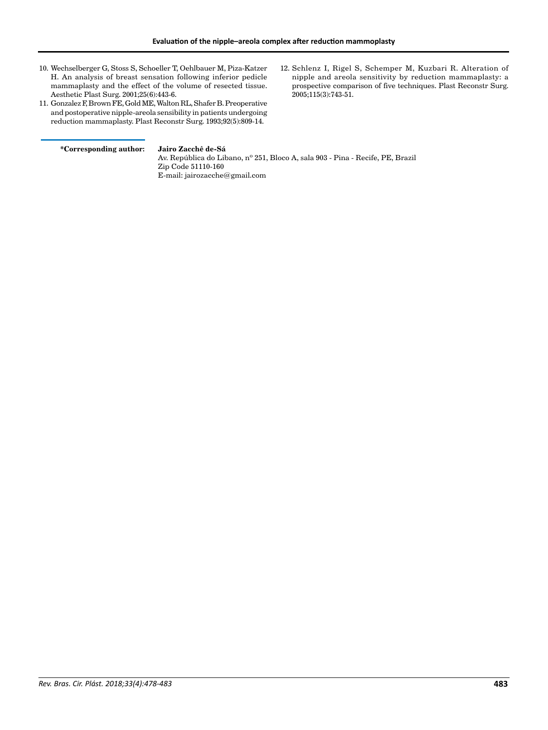10. Wechselberger G, Stoss S, Schoeller T, Oehlbauer M, Piza-Katzer H. An analysis of breast sensation following inferior pedicle mammaplasty and the effect of the volume of resected tissue. Aesthetic Plast Surg. 2001;25(6):443-6.
11. Gonzalez F, Brown FE, Gold ME, Walton RL, Shafer B. Preoperative and postoperative nipple-areola sensibility in patients undergoing reduction mammaplasty. Plast Reconstr Surg. 1993;92(5):809-14.
12. Schlenz I, Rigel S, Schemper M, Kuzbari R. Alteration of nipple and areola sensitivity by reduction mammaplasty: a prospective comparison of five techniques. Plast Reconstr Surg. 2005;115(3):743-51.

**\*Corresponding author:** **Jairo Zacchê de-Sá**

Av. República do Libano, nº 251, Bloco A, sala 903 - Pina - Recife, PE, Brazil
Zip Code 51110-160
E-mail: jairozacche@gmail.com